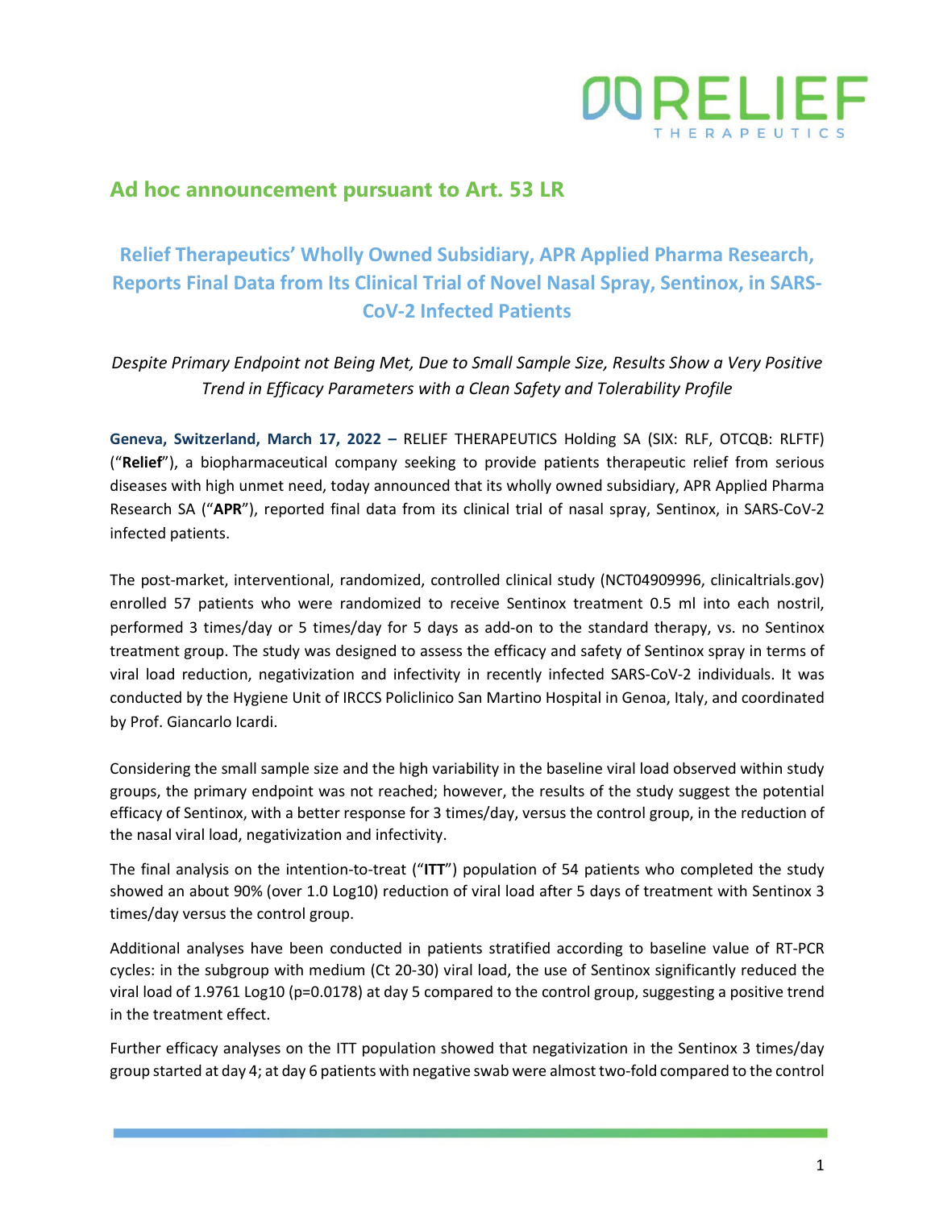## Ad hoc announcement pursuant to Art. 53 LR

# Relief Therapeutics' Wholly Owned Subsidiary, APR Applied Pharma Research, Reports Final Data from Its Clinical Trial of Novel Nasal Spray, Sentinox, in SARS-CoV-2 Infected Patients

*Despite Primary Endpoint not Being Met, Due to Small Sample Size, Results Show a Very Positive Trend in Efficacy Parameters with a Clean Safety and Tolerability Profile*

**Geneva, Switzerland, March 17, 2022 –** RELIEF THERAPEUTICS Holding SA (SIX: RLF, OTCQB: RLFTF) ("**Relief**"), a biopharmaceutical company seeking to provide patients therapeutic relief from serious diseases with high unmet need, today announced that its wholly owned subsidiary, APR Applied Pharma Research SA ("**APR**"), reported final data from its clinical trial of nasal spray, Sentinox, in SARS-CoV-2 infected patients.

The post-market, interventional, randomized, controlled clinical study (NCT04909996, clinicaltrials.gov) enrolled 57 patients who were randomized to receive Sentinox treatment 0.5 ml into each nostril, performed 3 times/day or 5 times/day for 5 days as add-on to the standard therapy, vs. no Sentinox treatment group. The study was designed to assess the efficacy and safety of Sentinox spray in terms of viral load reduction, negativization and infectivity in recently infected SARS-CoV-2 individuals. It was conducted by the Hygiene Unit of IRCCS Policlinico San Martino Hospital in Genoa, Italy, and coordinated by Prof. Giancarlo Icardi.

Considering the small sample size and the high variability in the baseline viral load observed within study groups, the primary endpoint was not reached; however, the results of the study suggest the potential efficacy of Sentinox, with a better response for 3 times/day, versus the control group, in the reduction of the nasal viral load, negativization and infectivity.

The final analysis on the intention-to-treat ("**ITT**") population of 54 patients who completed the study showed an about 90% (over 1.0 Log10) reduction of viral load after 5 days of treatment with Sentinox 3 times/day versus the control group.

Additional analyses have been conducted in patients stratified according to baseline value of RT-PCR cycles: in the subgroup with medium (Ct 20-30) viral load, the use of Sentinox significantly reduced the viral load of 1.9761 Log10 ($p=0.0178$) at day 5 compared to the control group, suggesting a positive trend in the treatment effect.

Further efficacy analyses on the ITT population showed that negativization in the Sentinox 3 times/day group started at day 4; at day 6 patients with negative swab were almost two-fold compared to the control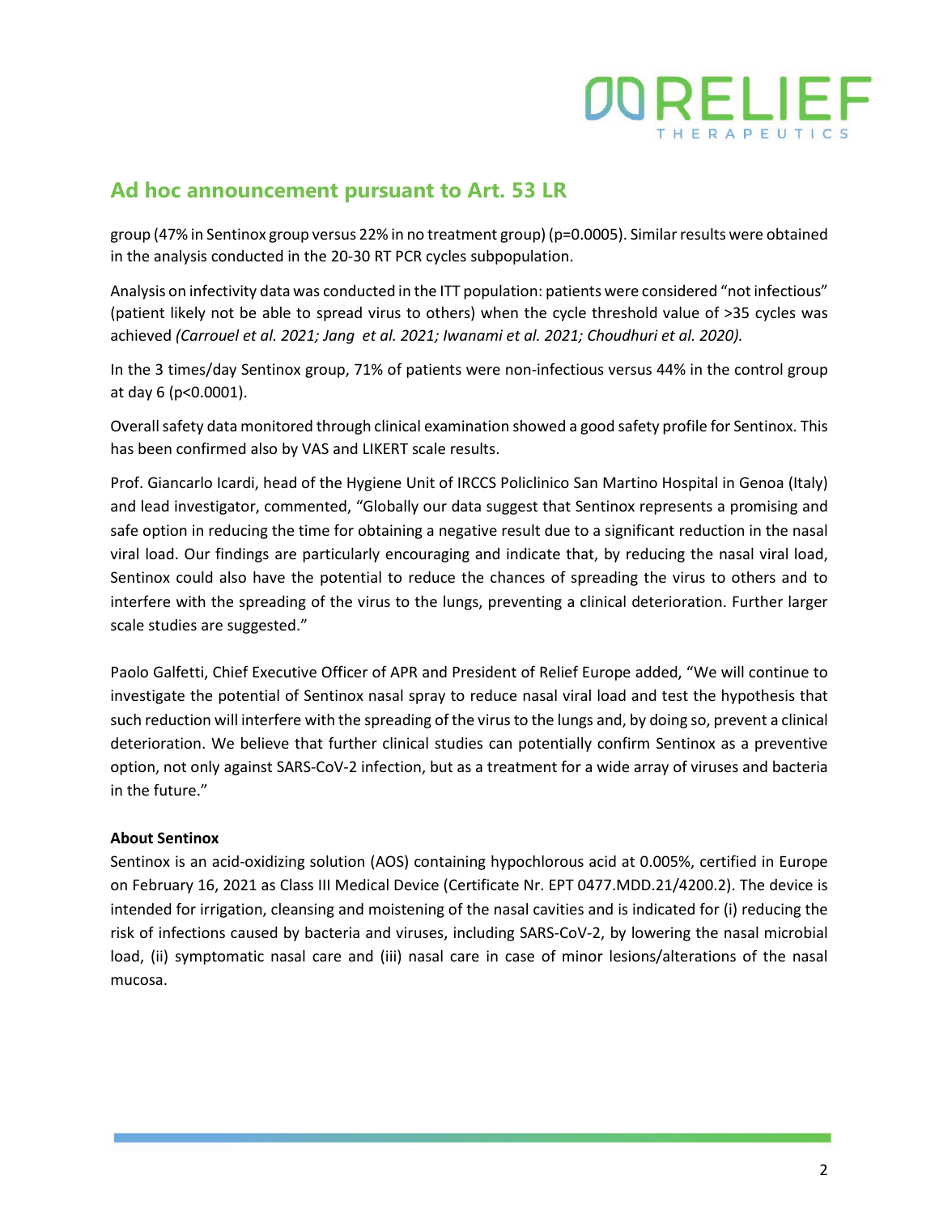## Ad hoc announcement pursuant to Art. 53 LR

group (47% in Sentinox group versus 22% in no treatment group) ($p=0.0005$). Similar results were obtained in the analysis conducted in the 20-30 RT PCR cycles subpopulation.

Analysis on infectivity data was conducted in the ITT population: patients were considered "not infectious" (patient likely not be able to spread virus to others) when the cycle threshold value of >35 cycles was achieved *(Carrouel et al. 2021; Jang et al. 2021; Iwanami et al. 2021; Choudhuri et al. 2020).*

In the 3 times/day Sentinox group, 71% of patients were non-infectious versus 44% in the control group at day 6 ($p<0.0001$).

Overall safety data monitored through clinical examination showed a good safety profile for Sentinox. This has been confirmed also by VAS and LIKERT scale results.

Prof. Giancarlo Icardi, head of the Hygiene Unit of IRCCS Policlinico San Martino Hospital in Genoa (Italy) and lead investigator, commented, "Globally our data suggest that Sentinox represents a promising and safe option in reducing the time for obtaining a negative result due to a significant reduction in the nasal viral load. Our findings are particularly encouraging and indicate that, by reducing the nasal viral load, Sentinox could also have the potential to reduce the chances of spreading the virus to others and to interfere with the spreading of the virus to the lungs, preventing a clinical deterioration. Further larger scale studies are suggested."

Paolo Galfetti, Chief Executive Officer of APR and President of Relief Europe added, "We will continue to investigate the potential of Sentinox nasal spray to reduce nasal viral load and test the hypothesis that such reduction will interfere with the spreading of the virus to the lungs and, by doing so, prevent a clinical deterioration. We believe that further clinical studies can potentially confirm Sentinox as a preventive option, not only against SARS-CoV-2 infection, but as a treatment for a wide array of viruses and bacteria in the future."

**About Sentinox**

Sentinox is an acid-oxidizing solution (AOS) containing hypochlorous acid at 0.005%, certified in Europe on February 16, 2021 as Class III Medical Device (Certificate Nr. EPT 0477.MDD.21/4200.2). The device is intended for irrigation, cleansing and moistening of the nasal cavities and is indicated for (i) reducing the risk of infections caused by bacteria and viruses, including SARS-CoV-2, by lowering the nasal microbial load, (ii) symptomatic nasal care and (iii) nasal care in case of minor lesions/alterations of the nasal mucosa.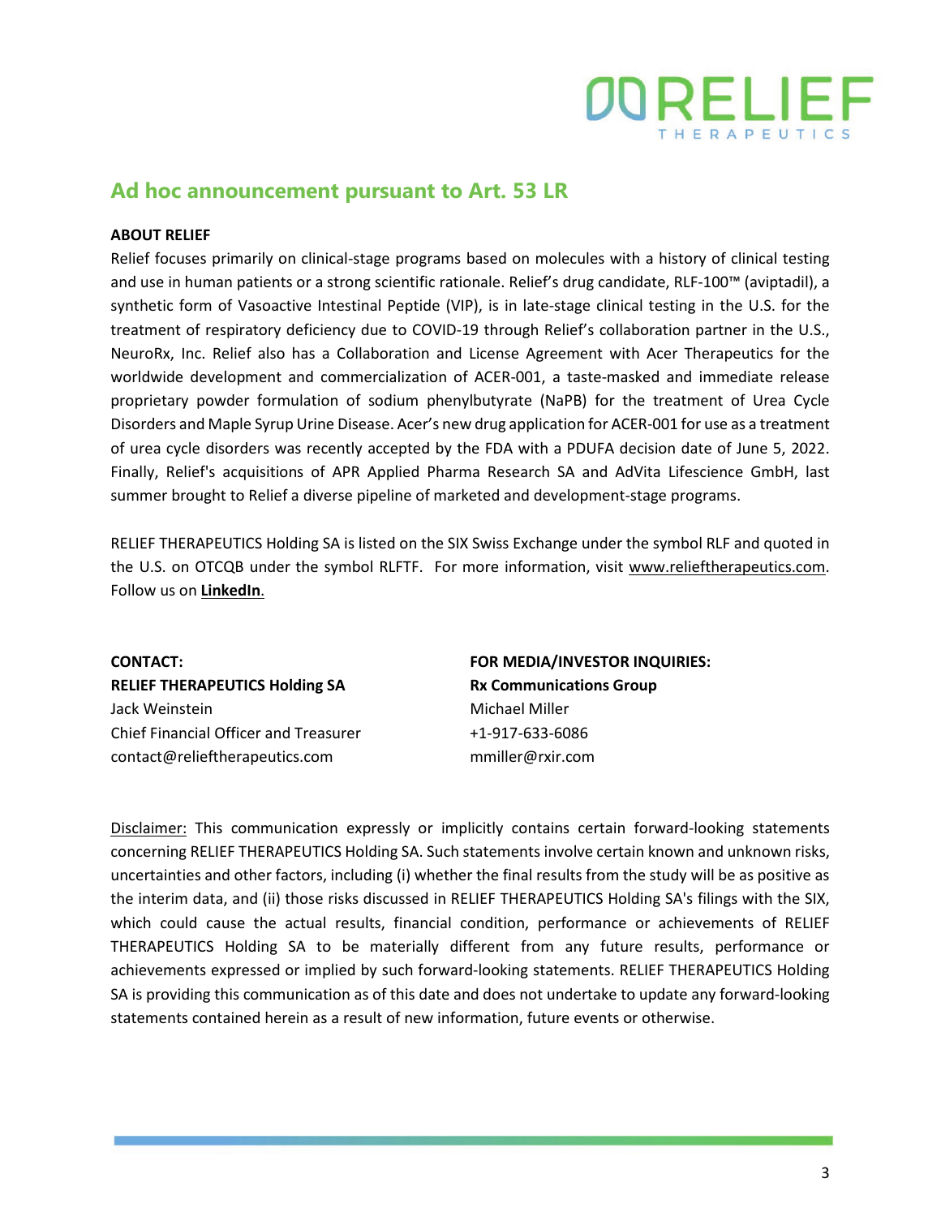## Ad hoc announcement pursuant to Art. 53 LR

**ABOUT RELIEF**

Relief focuses primarily on clinical-stage programs based on molecules with a history of clinical testing and use in human patients or a strong scientific rationale. Relief's drug candidate, RLF-100™ (aviptadil), a synthetic form of Vasoactive Intestinal Peptide (VIP), is in late-stage clinical testing in the U.S. for the treatment of respiratory deficiency due to COVID-19 through Relief's collaboration partner in the U.S., NeuroRx, Inc. Relief also has a Collaboration and License Agreement with Acer Therapeutics for the worldwide development and commercialization of ACER-001, a taste-masked and immediate release proprietary powder formulation of sodium phenylbutyrate (NaPB) for the treatment of Urea Cycle Disorders and Maple Syrup Urine Disease. Acer's new drug application for ACER-001 for use as a treatment of urea cycle disorders was recently accepted by the FDA with a PDUFA decision date of June 5, 2022. Finally, Relief's acquisitions of APR Applied Pharma Research SA and AdVita Lifescience GmbH, last summer brought to Relief a diverse pipeline of marketed and development-stage programs.

RELIEF THERAPEUTICS Holding SA is listed on the SIX Swiss Exchange under the symbol RLF and quoted in the U.S. on OTCQB under the symbol RLFTF. For more information, visit www.relieftherapeutics.com. Follow us on **LinkedIn**.

**CONTACT:**
**RELIEF THERAPEUTICS Holding SA**
Jack Weinstein
Chief Financial Officer and Treasurer
contact@relieftherapeutics.com

**FOR MEDIA/INVESTOR INQUIRIES:**
**Rx Communications Group**
Michael Miller
+1-917-633-6086
mmiller@rxir.com

Disclaimer: This communication expressly or implicitly contains certain forward-looking statements concerning RELIEF THERAPEUTICS Holding SA. Such statements involve certain known and unknown risks, uncertainties and other factors, including (i) whether the final results from the study will be as positive as the interim data, and (ii) those risks discussed in RELIEF THERAPEUTICS Holding SA's filings with the SIX, which could cause the actual results, financial condition, performance or achievements of RELIEF THERAPEUTICS Holding SA to be materially different from any future results, performance or achievements expressed or implied by such forward-looking statements. RELIEF THERAPEUTICS Holding SA is providing this communication as of this date and does not undertake to update any forward-looking statements contained herein as a result of new information, future events or otherwise.